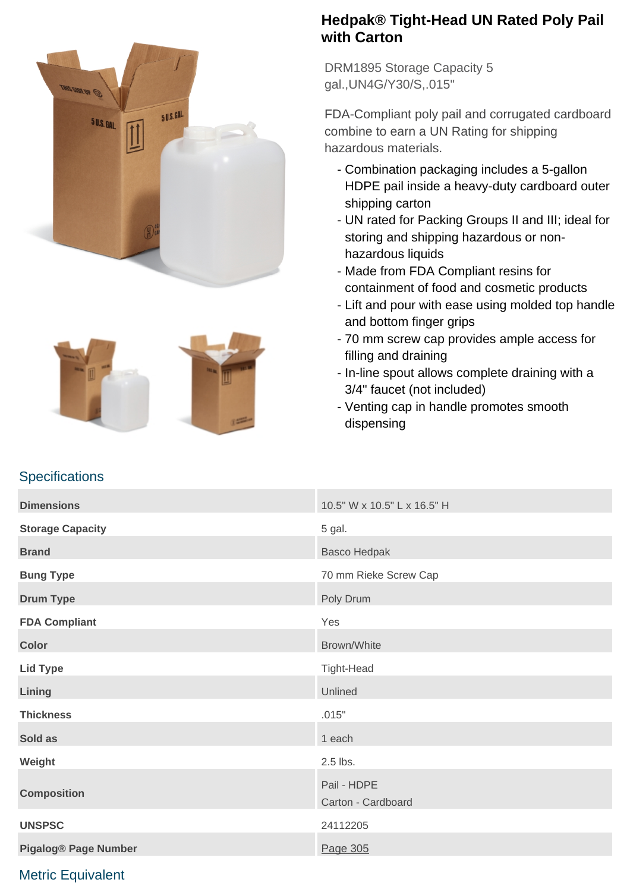# Hedpak® Tight-Head UN Rated Poly Pail with Carton

DRM1895 Storage Capacity 5 gal.,UN4G/Y30/S,.015"

FDA-Compliant poly pail and corrugated cardboard combine to earn a UN Rating for shipping hazardous materials.

- Combination packaging includes a 5-gallon HDPE pail inside a heavy-duty cardboard outer shipping carton
- UN rated for Packing Groups II and III; ideal for storing and shipping hazardous or non-hazardous liquids
- Made from FDA Compliant resins for containment of food and cosmetic products
- Lift and pour with ease using molded top handle and bottom finger grips
- 70 mm screw cap provides ample access for filling and draining
- In-line spout allows complete draining with a 3/4" faucet (not included)
- Venting cap in handle promotes smooth dispensing

## Specifications

| | |
|---|---|
| **Dimensions** | 10.5" W x 10.5" L x 16.5" H |
| **Storage Capacity** | 5 gal. |
| **Brand** | Basco Hedpak |
| **Bung Type** | 70 mm Rieke Screw Cap |
| **Drum Type** | Poly Drum |
| **FDA Compliant** | Yes |
| **Color** | Brown/White |
| **Lid Type** | Tight-Head |
| **Lining** | Unlined |
| **Thickness** | .015" |
| **Sold as** | 1 each |
| **Weight** | 2.5 lbs. |
| **Composition** | Pail - HDPE<br>Carton - Cardboard |
| **UNSPSC** | 24112205 |
| **Pigalog® Page Number** | Page 305 |

## Metric Equivalent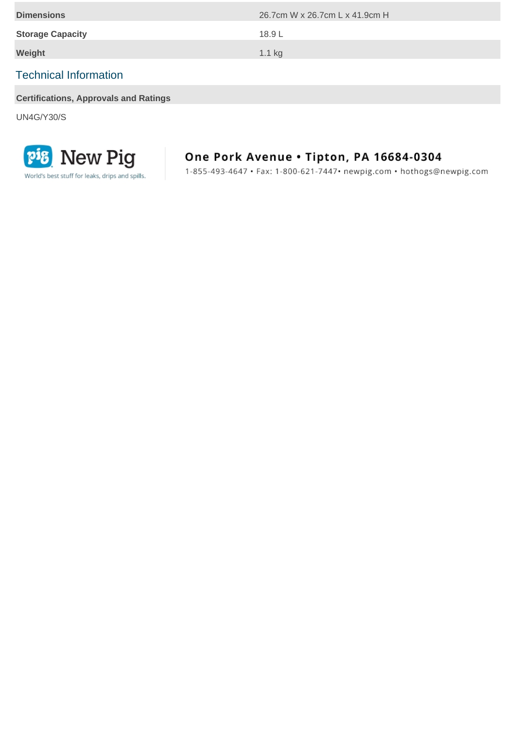| | |
|---|---|
| **Dimensions** | 26.7cm W x 26.7cm L x 41.9cm H |
| **Storage Capacity** | 18.9 L |
| **Weight** | 1.1 kg |

## Technical Information

**Certifications, Approvals and Ratings**

UN4G/Y30/S

New Pig
World's best stuff for leaks, drips and spills.

**One Pork Avenue • Tipton, PA 16684-0304**
1-855-493-4647 • Fax: 1-800-621-7447• newpig.com • hothogs@newpig.com